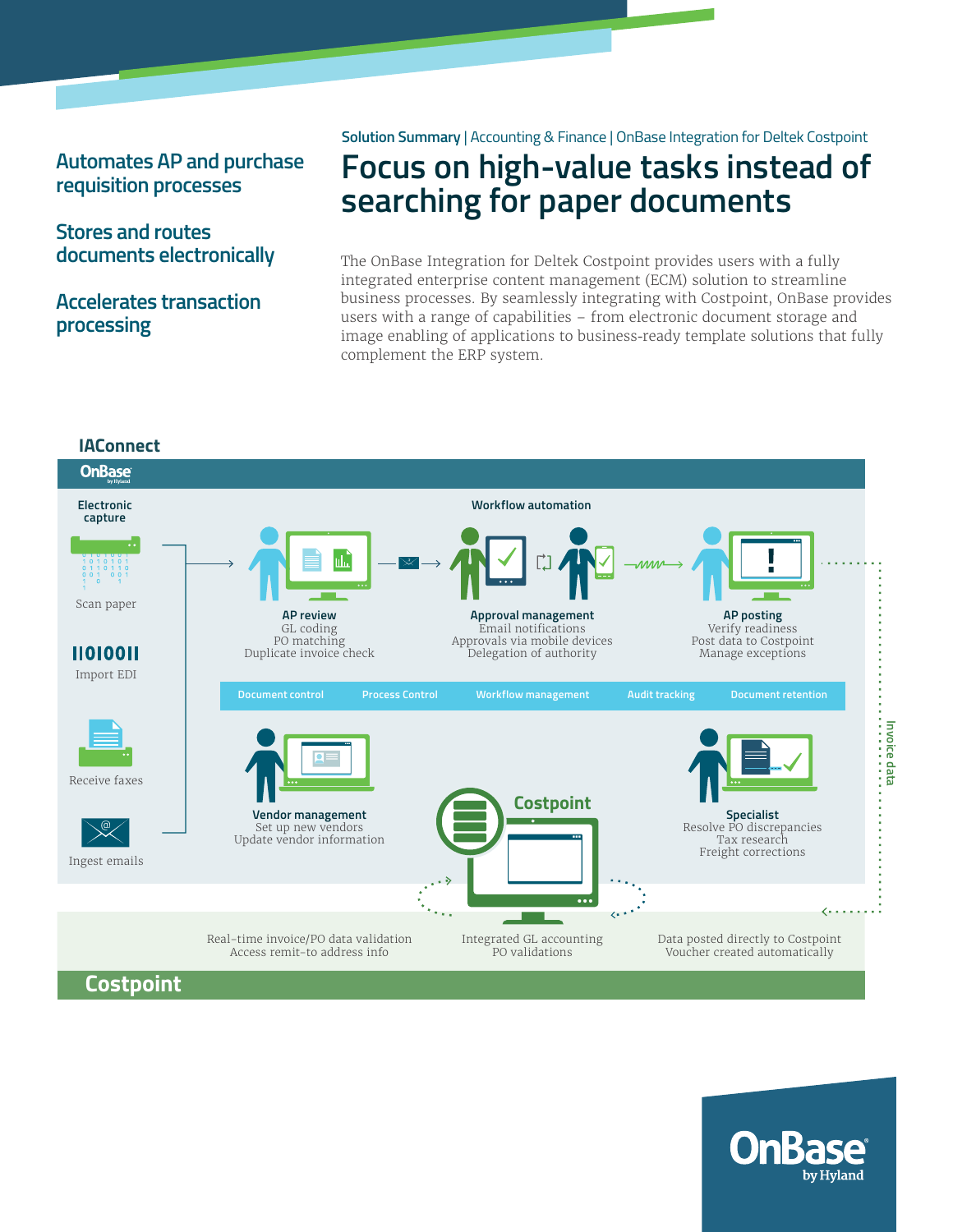Solution Summary | Accounting & Finance | OnBase Integration for Deltek Costpoint

# Focus on high-value tasks instead of searching for paper documents

## Automates AP and purchase requisition processes

## Stores and routes documents electronically

## Accelerates transaction processing

The OnBase Integration for Deltek Costpoint provides users with a fully integrated enterprise content management (ECM) solution to streamline business processes. By seamlessly integrating with Costpoint, OnBase provides users with a range of capabilities – from electronic document storage and image enabling of applications to business-ready template solutions that fully complement the ERP system.

### IAConnect

OnBase

**Electronic capture**

- Scan paper
- Import EDI
- Receive faxes
- Ingest emails

**Workflow automation**

**AP review**
GL coding
PO matching
Duplicate invoice check

**Approval management**
Email notifications
Approvals via mobile devices
Delegation of authority

**AP posting**
Verify readiness
Post data to Costpoint
Manage exceptions

Document control | Process Control | Workflow management | Audit tracking | Document retention

**Vendor management**
Set up new vendors
Update vendor information

**Costpoint**

**Specialist**
Resolve PO discrepancies
Tax research
Freight corrections

Invoice data

Real-time invoice/PO data validation
Access remit-to address info

Integrated GL accounting
PO validations

Data posted directly to Costpoint
Voucher created automatically

**Costpoint**

OnBase by Hyland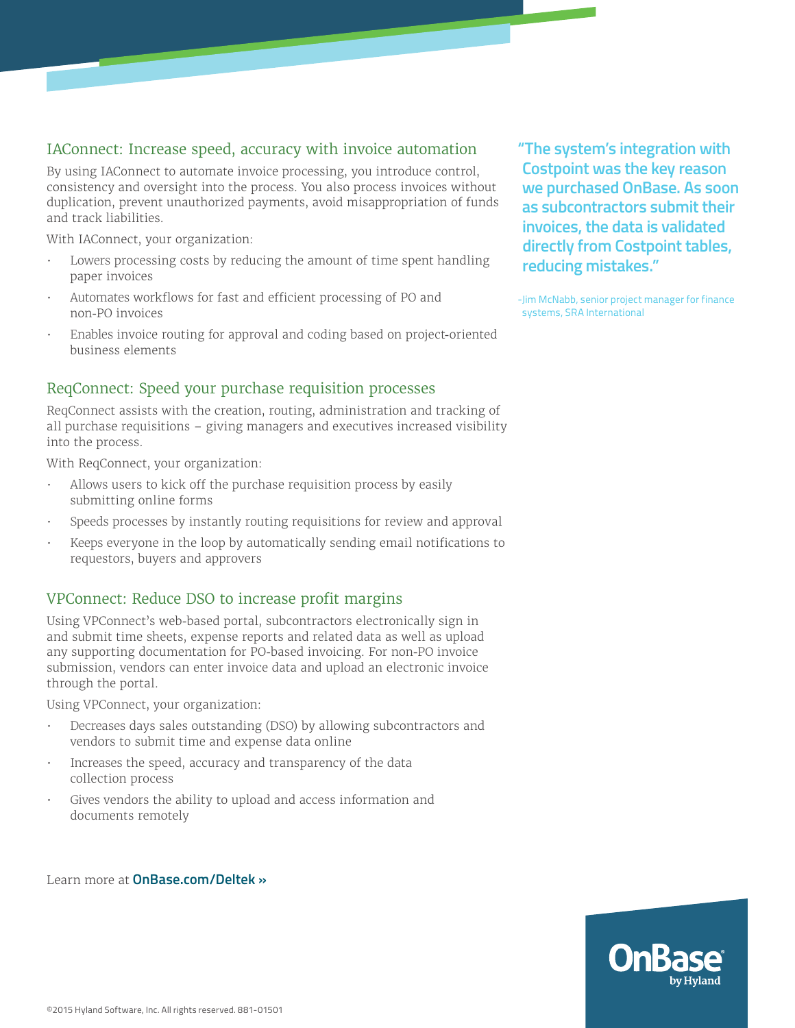## IAConnect: Increase speed, accuracy with invoice automation

By using IAConnect to automate invoice processing, you introduce control, consistency and oversight into the process. You also process invoices without duplication, prevent unauthorized payments, avoid misappropriation of funds and track liabilities.

With IAConnect, your organization:

- Lowers processing costs by reducing the amount of time spent handling paper invoices
- Automates workflows for fast and efficient processing of PO and non-PO invoices
- Enables invoice routing for approval and coding based on project-oriented business elements

## ReqConnect: Speed your purchase requisition processes

ReqConnect assists with the creation, routing, administration and tracking of all purchase requisitions – giving managers and executives increased visibility into the process.

With ReqConnect, your organization:

- Allows users to kick off the purchase requisition process by easily submitting online forms
- Speeds processes by instantly routing requisitions for review and approval
- Keeps everyone in the loop by automatically sending email notifications to requestors, buyers and approvers

## VPConnect: Reduce DSO to increase profit margins

Using VPConnect's web-based portal, subcontractors electronically sign in and submit time sheets, expense reports and related data as well as upload any supporting documentation for PO-based invoicing. For non-PO invoice submission, vendors can enter invoice data and upload an electronic invoice through the portal.

Using VPConnect, your organization:

- Decreases days sales outstanding (DSO) by allowing subcontractors and vendors to submit time and expense data online
- Increases the speed, accuracy and transparency of the data collection process
- Gives vendors the ability to upload and access information and documents remotely

Learn more at **OnBase.com/Deltek »**

> **"The system's integration with Costpoint was the key reason we purchased OnBase. As soon as subcontractors submit their invoices, the data is validated directly from Costpoint tables, reducing mistakes."**
>
> -Jim McNabb, senior project manager for finance systems, SRA International

OnBase by Hyland

©2015 Hyland Software, Inc. All rights reserved. 881-01501